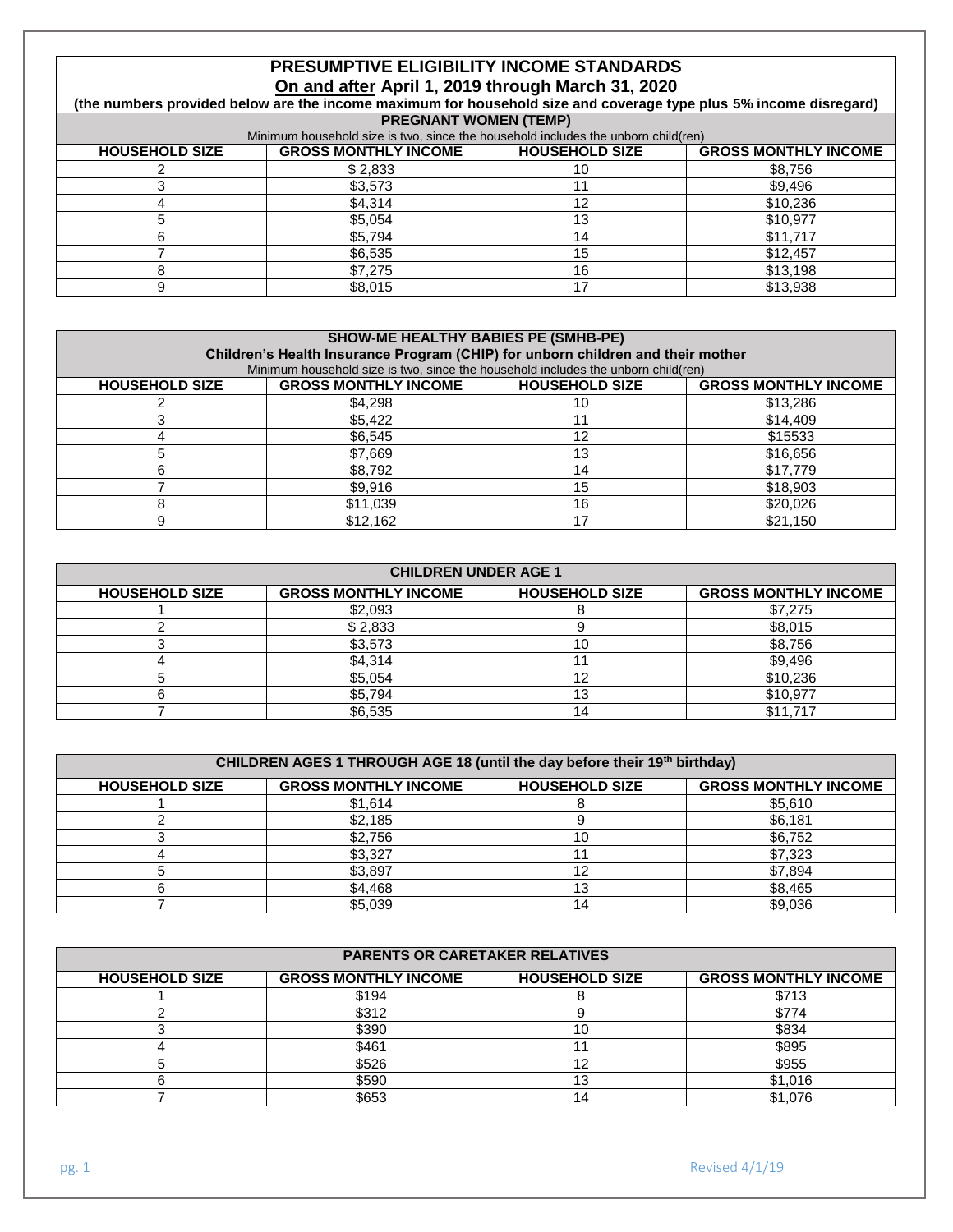# PRESUMPTIVE ELIGIBILITY INCOME STANDARDS

## On and after April 1, 2019 through March 31, 2020

**(the numbers provided below are the income maximum for household size and coverage type plus 5% income disregard)**

| PREGNANT WOMEN (TEMP) Minimum household size is two, since the household includes the unborn child(ren) | | | |
|---|---|---|---|
| **HOUSEHOLD SIZE** | **GROSS MONTHLY INCOME** | **HOUSEHOLD SIZE** | **GROSS MONTHLY INCOME** |
| 2 | $ 2,833 | 10 | $8,756 |
| 3 | $3,573 | 11 | $9,496 |
| 4 | $4,314 | 12 | $10,236 |
| 5 | $5,054 | 13 | $10,977 |
| 6 | $5,794 | 14 | $11,717 |
| 7 | $6,535 | 15 | $12,457 |
| 8 | $7,275 | 16 | $13,198 |
| 9 | $8,015 | 17 | $13,938 |

| SHOW-ME HEALTHY BABIES PE (SMHB-PE) Children's Health Insurance Program (CHIP) for unborn children and their mother Minimum household size is two, since the household includes the unborn child(ren) | | | |
|---|---|---|---|
| **HOUSEHOLD SIZE** | **GROSS MONTHLY INCOME** | **HOUSEHOLD SIZE** | **GROSS MONTHLY INCOME** |
| 2 | $4,298 | 10 | $13,286 |
| 3 | $5,422 | 11 | $14,409 |
| 4 | $6,545 | 12 | $15533 |
| 5 | $7,669 | 13 | $16,656 |
| 6 | $8,792 | 14 | $17,779 |
| 7 | $9,916 | 15 | $18,903 |
| 8 | $11,039 | 16 | $20,026 |
| 9 | $12,162 | 17 | $21,150 |

| CHILDREN UNDER AGE 1 | | | |
|---|---|---|---|
| **HOUSEHOLD SIZE** | **GROSS MONTHLY INCOME** | **HOUSEHOLD SIZE** | **GROSS MONTHLY INCOME** |
| 1 | $2,093 | 8 | $7,275 |
| 2 | $ 2,833 | 9 | $8,015 |
| 3 | $3,573 | 10 | $8,756 |
| 4 | $4,314 | 11 | $9,496 |
| 5 | $5,054 | 12 | $10,236 |
| 6 | $5,794 | 13 | $10,977 |
| 7 | $6,535 | 14 | $11,717 |

| CHILDREN AGES 1 THROUGH AGE 18 (until the day before their 19th birthday) | | | |
|---|---|---|---|
| **HOUSEHOLD SIZE** | **GROSS MONTHLY INCOME** | **HOUSEHOLD SIZE** | **GROSS MONTHLY INCOME** |
| 1 | $1,614 | 8 | $5,610 |
| 2 | $2,185 | 9 | $6,181 |
| 3 | $2,756 | 10 | $6,752 |
| 4 | $3,327 | 11 | $7,323 |
| 5 | $3,897 | 12 | $7,894 |
| 6 | $4,468 | 13 | $8,465 |
| 7 | $5,039 | 14 | $9,036 |

| PARENTS OR CARETAKER RELATIVES | | | |
|---|---|---|---|
| **HOUSEHOLD SIZE** | **GROSS MONTHLY INCOME** | **HOUSEHOLD SIZE** | **GROSS MONTHLY INCOME** |
| 1 | $194 | 8 | $713 |
| 2 | $312 | 9 | $774 |
| 3 | $390 | 10 | $834 |
| 4 | $461 | 11 | $895 |
| 5 | $526 | 12 | $955 |
| 6 | $590 | 13 | $1,016 |
| 7 | $653 | 14 | $1,076 |

Revised 4/1/19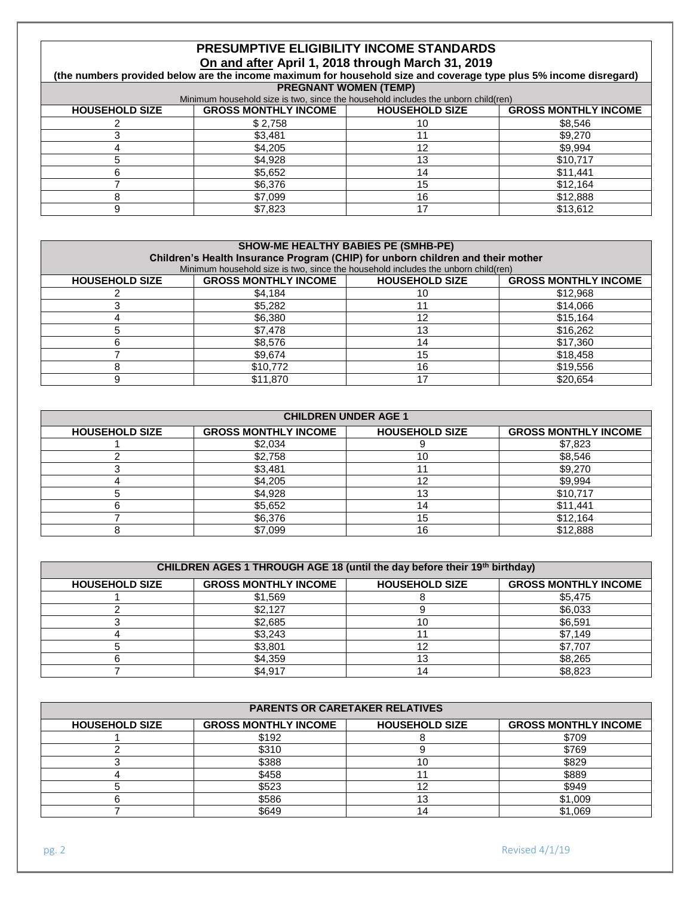# PRESUMPTIVE ELIGIBILITY INCOME STANDARDS

## On and after April 1, 2018 through March 31, 2019

**(the numbers provided below are the income maximum for household size and coverage type plus 5% income disregard)**

| PREGNANT WOMEN (TEMP) | | | |
|---|---|---|---|
| Minimum household size is two, since the household includes the unborn child(ren) | | | |
| HOUSEHOLD SIZE | GROSS MONTHLY INCOME | HOUSEHOLD SIZE | GROSS MONTHLY INCOME |
| 2 | $ 2,758 | 10 | $8,546 |
| 3 | $3,481 | 11 | $9,270 |
| 4 | $4,205 | 12 | $9,994 |
| 5 | $4,928 | 13 | $10,717 |
| 6 | $5,652 | 14 | $11,441 |
| 7 | $6,376 | 15 | $12,164 |
| 8 | $7,099 | 16 | $12,888 |
| 9 | $7,823 | 17 | $13,612 |

| SHOW-ME HEALTHY BABIES PE (SMHB-PE) Children's Health Insurance Program (CHIP) for unborn children and their mother | | | |
|---|---|---|---|
| Minimum household size is two, since the household includes the unborn child(ren) | | | |
| HOUSEHOLD SIZE | GROSS MONTHLY INCOME | HOUSEHOLD SIZE | GROSS MONTHLY INCOME |
| 2 | $4,184 | 10 | $12,968 |
| 3 | $5,282 | 11 | $14,066 |
| 4 | $6,380 | 12 | $15,164 |
| 5 | $7,478 | 13 | $16,262 |
| 6 | $8,576 | 14 | $17,360 |
| 7 | $9,674 | 15 | $18,458 |
| 8 | $10,772 | 16 | $19,556 |
| 9 | $11,870 | 17 | $20,654 |

| CHILDREN UNDER AGE 1 | | | |
|---|---|---|---|
| HOUSEHOLD SIZE | GROSS MONTHLY INCOME | HOUSEHOLD SIZE | GROSS MONTHLY INCOME |
| 1 | $2,034 | 9 | $7,823 |
| 2 | $2,758 | 10 | $8,546 |
| 3 | $3,481 | 11 | $9,270 |
| 4 | $4,205 | 12 | $9,994 |
| 5 | $4,928 | 13 | $10,717 |
| 6 | $5,652 | 14 | $11,441 |
| 7 | $6,376 | 15 | $12,164 |
| 8 | $7,099 | 16 | $12,888 |

| CHILDREN AGES 1 THROUGH AGE 18 (until the day before their 19th birthday) | | | |
|---|---|---|---|
| HOUSEHOLD SIZE | GROSS MONTHLY INCOME | HOUSEHOLD SIZE | GROSS MONTHLY INCOME |
| 1 | $1,569 | 8 | $5,475 |
| 2 | $2,127 | 9 | $6,033 |
| 3 | $2,685 | 10 | $6,591 |
| 4 | $3,243 | 11 | $7,149 |
| 5 | $3,801 | 12 | $7,707 |
| 6 | $4,359 | 13 | $8,265 |
| 7 | $4,917 | 14 | $8,823 |

| PARENTS OR CARETAKER RELATIVES | | | |
|---|---|---|---|
| HOUSEHOLD SIZE | GROSS MONTHLY INCOME | HOUSEHOLD SIZE | GROSS MONTHLY INCOME |
| 1 | $192 | 8 | $709 |
| 2 | $310 | 9 | $769 |
| 3 | $388 | 10 | $829 |
| 4 | $458 | 11 | $889 |
| 5 | $523 | 12 | $949 |
| 6 | $586 | 13 | $1,009 |
| 7 | $649 | 14 | $1,069 |

Revised 4/1/19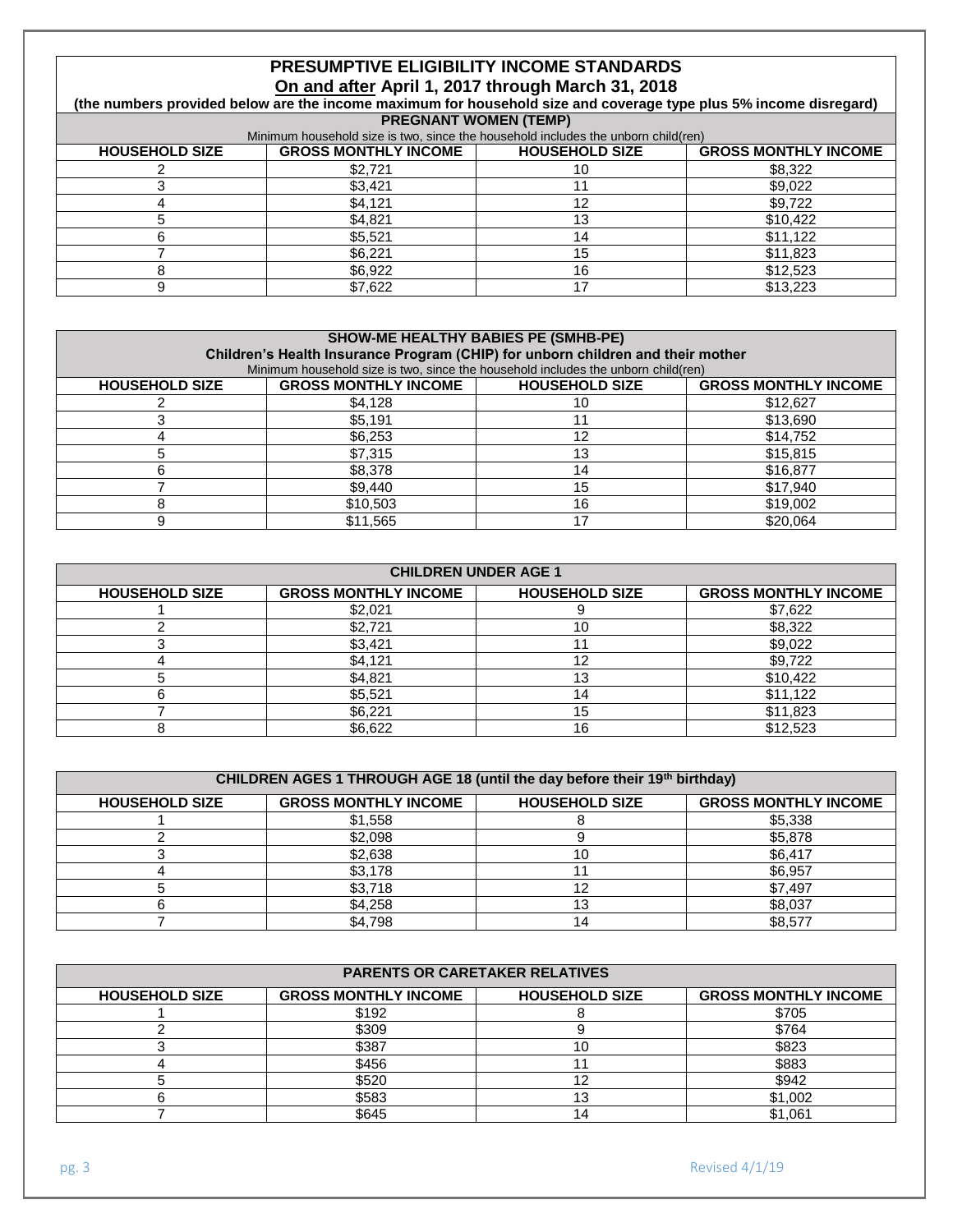# PRESUMPTIVE ELIGIBILITY INCOME STANDARDS

## On and after April 1, 2017 through March 31, 2018

**(the numbers provided below are the income maximum for household size and coverage type plus 5% income disregard)**

| PREGNANT WOMEN (TEMP) Minimum household size is two, since the household includes the unborn child(ren) | | | |
|---|---|---|---|
| **HOUSEHOLD SIZE** | **GROSS MONTHLY INCOME** | **HOUSEHOLD SIZE** | **GROSS MONTHLY INCOME** |
| 2 | $2,721 | 10 | $8,322 |
| 3 | $3,421 | 11 | $9,022 |
| 4 | $4,121 | 12 | $9,722 |
| 5 | $4,821 | 13 | $10,422 |
| 6 | $5,521 | 14 | $11,122 |
| 7 | $6,221 | 15 | $11,823 |
| 8 | $6,922 | 16 | $12,523 |
| 9 | $7,622 | 17 | $13,223 |

| SHOW-ME HEALTHY BABIES PE (SMHB-PE) Children's Health Insurance Program (CHIP) for unborn children and their mother Minimum household size is two, since the household includes the unborn child(ren) | | | |
|---|---|---|---|
| **HOUSEHOLD SIZE** | **GROSS MONTHLY INCOME** | **HOUSEHOLD SIZE** | **GROSS MONTHLY INCOME** |
| 2 | $4,128 | 10 | $12,627 |
| 3 | $5,191 | 11 | $13,690 |
| 4 | $6,253 | 12 | $14,752 |
| 5 | $7,315 | 13 | $15,815 |
| 6 | $8,378 | 14 | $16,877 |
| 7 | $9,440 | 15 | $17,940 |
| 8 | $10,503 | 16 | $19,002 |
| 9 | $11,565 | 17 | $20,064 |

| CHILDREN UNDER AGE 1 | | | |
|---|---|---|---|
| **HOUSEHOLD SIZE** | **GROSS MONTHLY INCOME** | **HOUSEHOLD SIZE** | **GROSS MONTHLY INCOME** |
| 1 | $2,021 | 9 | $7,622 |
| 2 | $2,721 | 10 | $8,322 |
| 3 | $3,421 | 11 | $9,022 |
| 4 | $4,121 | 12 | $9,722 |
| 5 | $4,821 | 13 | $10,422 |
| 6 | $5,521 | 14 | $11,122 |
| 7 | $6,221 | 15 | $11,823 |
| 8 | $6,622 | 16 | $12,523 |

| CHILDREN AGES 1 THROUGH AGE 18 (until the day before their 19th birthday) | | | |
|---|---|---|---|
| **HOUSEHOLD SIZE** | **GROSS MONTHLY INCOME** | **HOUSEHOLD SIZE** | **GROSS MONTHLY INCOME** |
| 1 | $1,558 | 8 | $5,338 |
| 2 | $2,098 | 9 | $5,878 |
| 3 | $2,638 | 10 | $6,417 |
| 4 | $3,178 | 11 | $6,957 |
| 5 | $3,718 | 12 | $7,497 |
| 6 | $4,258 | 13 | $8,037 |
| 7 | $4,798 | 14 | $8,577 |

| PARENTS OR CARETAKER RELATIVES | | | |
|---|---|---|---|
| **HOUSEHOLD SIZE** | **GROSS MONTHLY INCOME** | **HOUSEHOLD SIZE** | **GROSS MONTHLY INCOME** |
| 1 | $192 | 8 | $705 |
| 2 | $309 | 9 | $764 |
| 3 | $387 | 10 | $823 |
| 4 | $456 | 11 | $883 |
| 5 | $520 | 12 | $942 |
| 6 | $583 | 13 | $1,002 |
| 7 | $645 | 14 | $1,061 |

Revised 4/1/19